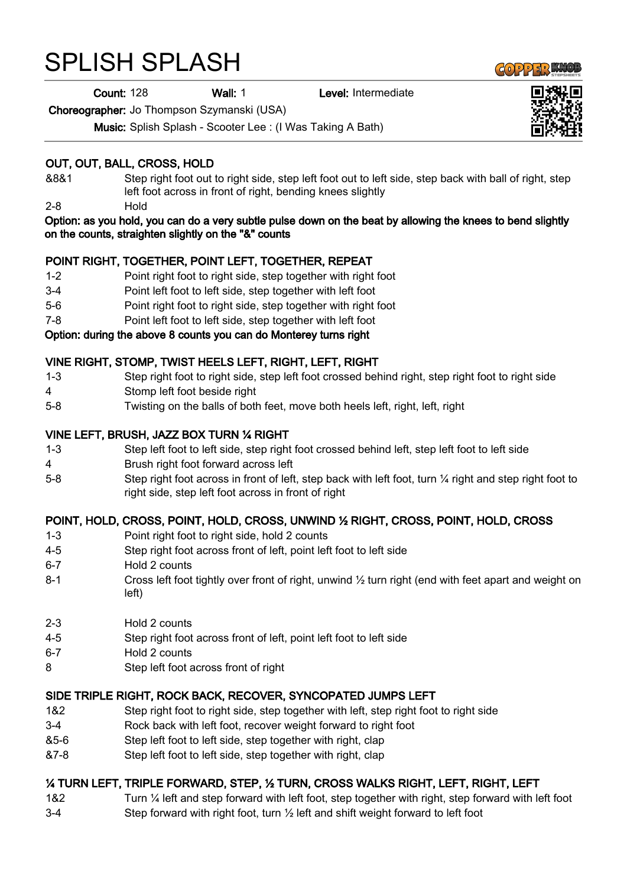# SPLISH SPLASH

**Count:** 128 **Wall:** 1 **Level:** Intermediate

**Choreographer:** Jo Thompson Szymanski (USA)

**Music:** Splish Splash - Scooter Lee : (I Was Taking A Bath)

**OUT, OUT, BALL, CROSS, HOLD**

&8&1 Step right foot out to right side, step left foot out to left side, step back with ball of right, step left foot across in front of right, bending knees slightly

2-8 Hold

**Option: as you hold, you can do a very subtle pulse down on the beat by allowing the knees to bend slightly on the counts, straighten slightly on the "&" counts**

**POINT RIGHT, TOGETHER, POINT LEFT, TOGETHER, REPEAT**

1-2 Point right foot to right side, step together with right foot

3-4 Point left foot to left side, step together with left foot

5-6 Point right foot to right side, step together with right foot

7-8 Point left foot to left side, step together with left foot

**Option: during the above 8 counts you can do Monterey turns right**

**VINE RIGHT, STOMP, TWIST HEELS LEFT, RIGHT, LEFT, RIGHT**

1-3 Step right foot to right side, step left foot crossed behind right, step right foot to right side

4 Stomp left foot beside right

5-8 Twisting on the balls of both feet, move both heels left, right, left, right

**VINE LEFT, BRUSH, JAZZ BOX TURN ¼ RIGHT**

1-3 Step left foot to left side, step right foot crossed behind left, step left foot to left side

4 Brush right foot forward across left

5-8 Step right foot across in front of left, step back with left foot, turn ¼ right and step right foot to right side, step left foot across in front of right

**POINT, HOLD, CROSS, POINT, HOLD, CROSS, UNWIND ½ RIGHT, CROSS, POINT, HOLD, CROSS**

1-3 Point right foot to right side, hold 2 counts

4-5 Step right foot across front of left, point left foot to left side

6-7 Hold 2 counts

8-1 Cross left foot tightly over front of right, unwind ½ turn right (end with feet apart and weight on left)

2-3 Hold 2 counts

4-5 Step right foot across front of left, point left foot to left side

6-7 Hold 2 counts

8 Step left foot across front of right

**SIDE TRIPLE RIGHT, ROCK BACK, RECOVER, SYNCOPATED JUMPS LEFT**

1&2 Step right foot to right side, step together with left, step right foot to right side

3-4 Rock back with left foot, recover weight forward to right foot

&5-6 Step left foot to left side, step together with right, clap

&7-8 Step left foot to left side, step together with right, clap

**¼ TURN LEFT, TRIPLE FORWARD, STEP, ½ TURN, CROSS WALKS RIGHT, LEFT, RIGHT, LEFT**

1&2 Turn ¼ left and step forward with left foot, step together with right, step forward with left foot

3-4 Step forward with right foot, turn ½ left and shift weight forward to left foot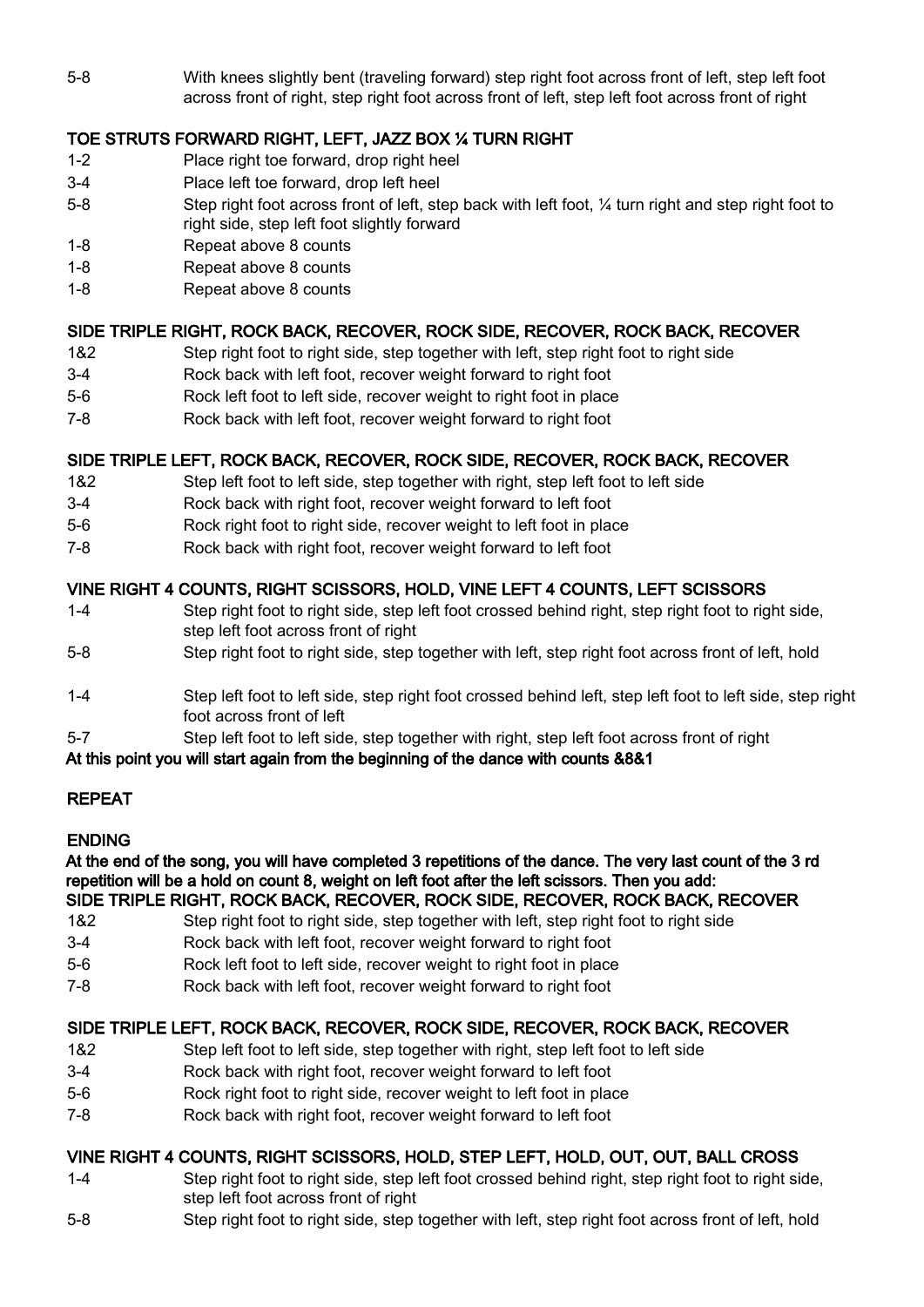5-8 With knees slightly bent (traveling forward) step right foot across front of left, step left foot across front of right, step right foot across front of left, step left foot across front of right

**TOE STRUTS FORWARD RIGHT, LEFT, JAZZ BOX ¼ TURN RIGHT**

1-2 Place right toe forward, drop right heel
3-4 Place left toe forward, drop left heel
5-8 Step right foot across front of left, step back with left foot, ¼ turn right and step right foot to right side, step left foot slightly forward
1-8 Repeat above 8 counts
1-8 Repeat above 8 counts
1-8 Repeat above 8 counts

**SIDE TRIPLE RIGHT, ROCK BACK, RECOVER, ROCK SIDE, RECOVER, ROCK BACK, RECOVER**

1&2 Step right foot to right side, step together with left, step right foot to right side
3-4 Rock back with left foot, recover weight forward to right foot
5-6 Rock left foot to left side, recover weight to right foot in place
7-8 Rock back with left foot, recover weight forward to right foot

**SIDE TRIPLE LEFT, ROCK BACK, RECOVER, ROCK SIDE, RECOVER, ROCK BACK, RECOVER**

1&2 Step left foot to left side, step together with right, step left foot to left side
3-4 Rock back with right foot, recover weight forward to left foot
5-6 Rock right foot to right side, recover weight to left foot in place
7-8 Rock back with right foot, recover weight forward to left foot

**VINE RIGHT 4 COUNTS, RIGHT SCISSORS, HOLD, VINE LEFT 4 COUNTS, LEFT SCISSORS**

1-4 Step right foot to right side, step left foot crossed behind right, step right foot to right side, step left foot across front of right
5-8 Step right foot to right side, step together with left, step right foot across front of left, hold

1-4 Step left foot to left side, step right foot crossed behind left, step left foot to left side, step right foot across front of left
5-7 Step left foot to left side, step together with right, step left foot across front of right

**At this point you will start again from the beginning of the dance with counts &8&1**

**REPEAT**

**ENDING**

**At the end of the song, you will have completed 3 repetitions of the dance. The very last count of the 3 rd repetition will be a hold on count 8, weight on left foot after the left scissors. Then you add:**

**SIDE TRIPLE RIGHT, ROCK BACK, RECOVER, ROCK SIDE, RECOVER, ROCK BACK, RECOVER**

1&2 Step right foot to right side, step together with left, step right foot to right side
3-4 Rock back with left foot, recover weight forward to right foot
5-6 Rock left foot to left side, recover weight to right foot in place
7-8 Rock back with left foot, recover weight forward to right foot

**SIDE TRIPLE LEFT, ROCK BACK, RECOVER, ROCK SIDE, RECOVER, ROCK BACK, RECOVER**

1&2 Step left foot to left side, step together with right, step left foot to left side
3-4 Rock back with right foot, recover weight forward to left foot
5-6 Rock right foot to right side, recover weight to left foot in place
7-8 Rock back with right foot, recover weight forward to left foot

**VINE RIGHT 4 COUNTS, RIGHT SCISSORS, HOLD, STEP LEFT, HOLD, OUT, OUT, BALL CROSS**

1-4 Step right foot to right side, step left foot crossed behind right, step right foot to right side, step left foot across front of right
5-8 Step right foot to right side, step together with left, step right foot across front of left, hold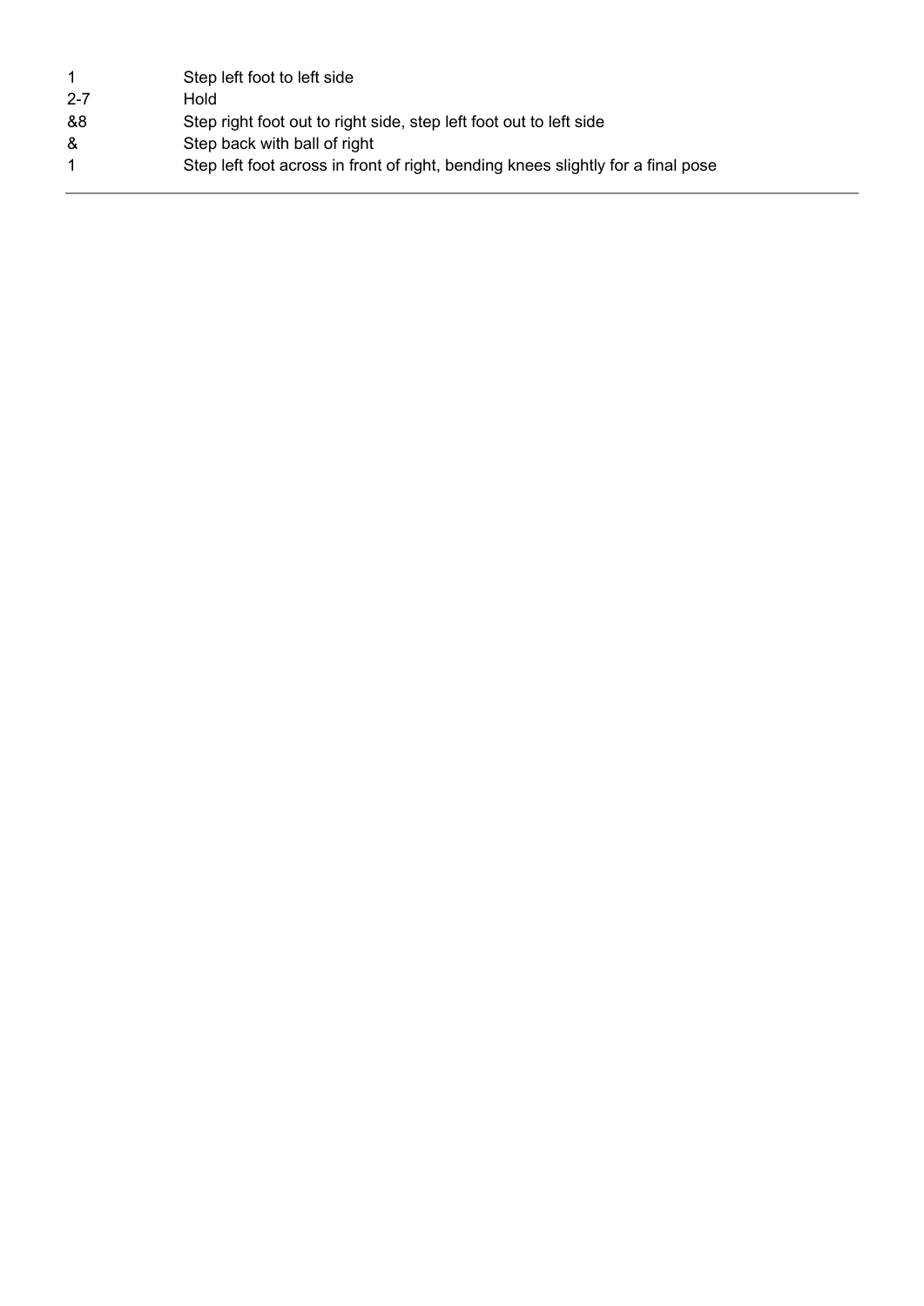| | |
|---|---|
| 1 | Step left foot to left side |
| 2-7 | Hold |
| &8 | Step right foot out to right side, step left foot out to left side |
| & | Step back with ball of right |
| 1 | Step left foot across in front of right, bending knees slightly for a final pose |

---